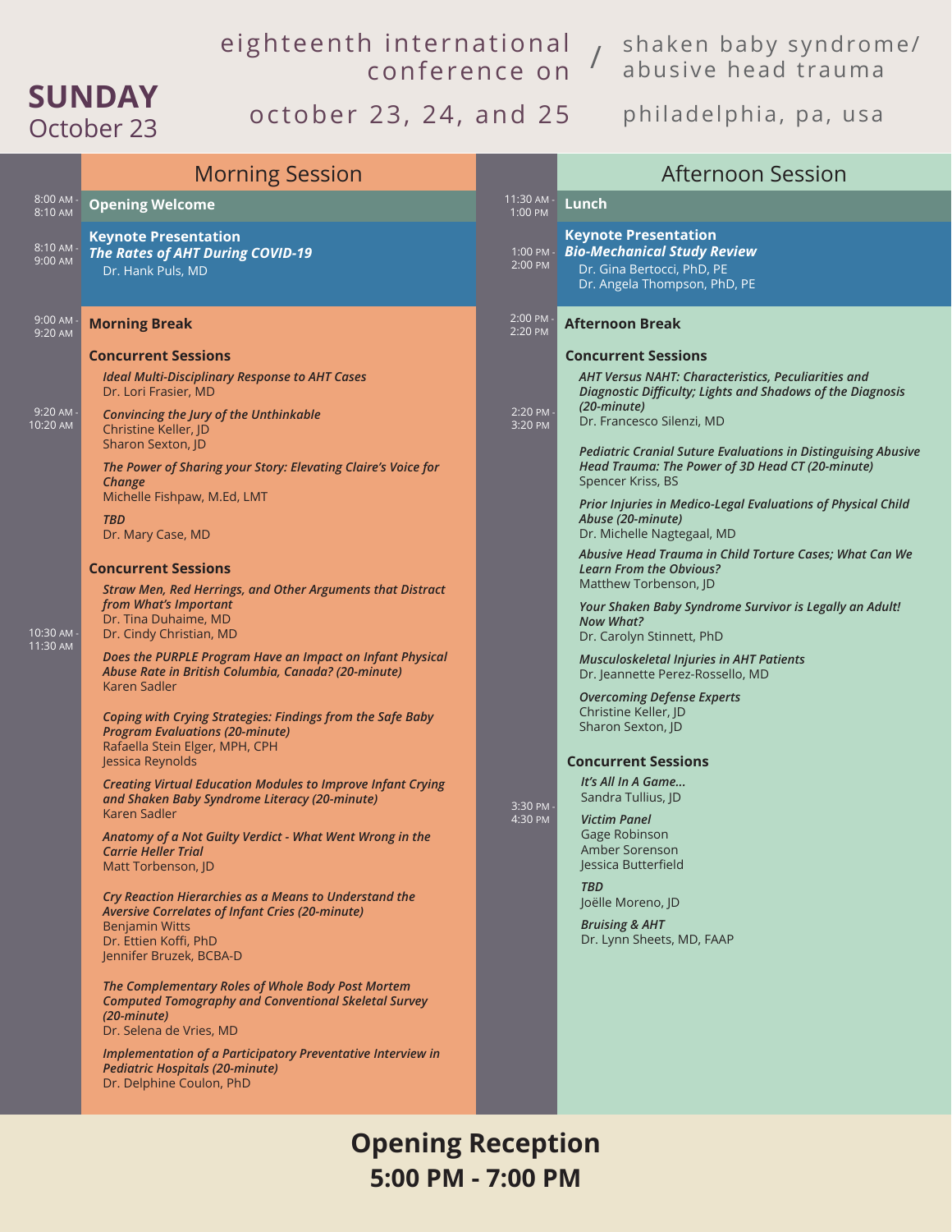# eighteenth international conference on / shaken baby syndrome/abusive head trauma

october 23, 24, and 25 — philadelphia, pa, usa

## SUNDAY
October 23

## Morning Session

**8:00 AM - 8:10 AM**
**Opening Welcome**

**8:10 AM - 9:00 AM**
**Keynote Presentation**
***The Rates of AHT During COVID-19***
Dr. Hank Puls, MD

**9:00 AM - 9:20 AM**
**Morning Break**

**9:20 AM - 10:20 AM**
**Concurrent Sessions**

***Ideal Multi-Disciplinary Response to AHT Cases***
Dr. Lori Frasier, MD

***Convincing the Jury of the Unthinkable***
Christine Keller, JD
Sharon Sexton, JD

***The Power of Sharing your Story: Elevating Claire's Voice for Change***
Michelle Fishpaw, M.Ed, LMT

***TBD***
Dr. Mary Case, MD

**10:30 AM - 11:30 AM**
**Concurrent Sessions**

***Straw Men, Red Herrings, and Other Arguments that Distract from What's Important***
Dr. Tina Duhaime, MD
Dr. Cindy Christian, MD

***Does the PURPLE Program Have an Impact on Infant Physical Abuse Rate in British Columbia, Canada? (20-minute)***
Karen Sadler

***Coping with Crying Strategies: Findings from the Safe Baby Program Evaluations (20-minute)***
Rafaella Stein Elger, MPH, CPH
Jessica Reynolds

***Creating Virtual Education Modules to Improve Infant Crying and Shaken Baby Syndrome Literacy (20-minute)***
Karen Sadler

***Anatomy of a Not Guilty Verdict - What Went Wrong in the Carrie Heller Trial***
Matt Torbenson, JD

***Cry Reaction Hierarchies as a Means to Understand the Aversive Correlates of Infant Cries (20-minute)***
Benjamin Witts
Dr. Ettien Koffi, PhD
Jennifer Bruzek, BCBA-D

***The Complementary Roles of Whole Body Post Mortem Computed Tomography and Conventional Skeletal Survey (20-minute)***
Dr. Selena de Vries, MD

***Implementation of a Participatory Preventative Interview in Pediatric Hospitals (20-minute)***
Dr. Delphine Coulon, PhD

## Afternoon Session

**11:30 AM - 1:00 PM**
**Lunch**

**1:00 PM - 2:00 PM**
**Keynote Presentation**
***Bio-Mechanical Study Review***
Dr. Gina Bertocci, PhD, PE
Dr. Angela Thompson, PhD, PE

**2:00 PM - 2:20 PM**
**Afternoon Break**

**2:20 PM - 3:20 PM**
**Concurrent Sessions**

***AHT Versus NAHT: Characteristics, Peculiarities and Diagnostic Difficulty; Lights and Shadows of the Diagnosis (20-minute)***
Dr. Francesco Silenzi, MD

***Pediatric Cranial Suture Evaluations in Distinguishing Abusive Head Trauma: The Power of 3D Head CT (20-minute)***
Spencer Kriss, BS

***Prior Injuries in Medico-Legal Evaluations of Physical Child Abuse (20-minute)***
Dr. Michelle Nagtegaal, MD

***Abusive Head Trauma in Child Torture Cases; What Can We Learn From the Obvious?***
Matthew Torbenson, JD

***Your Shaken Baby Syndrome Survivor is Legally an Adult! Now What?***
Dr. Carolyn Stinnett, PhD

***Musculoskeletal Injuries in AHT Patients***
Dr. Jeannette Perez-Rossello, MD

***Overcoming Defense Experts***
Christine Keller, JD
Sharon Sexton, JD

**3:30 PM - 4:30 PM**
**Concurrent Sessions**

***It's All In A Game...***
Sandra Tullius, JD

***Victim Panel***
Gage Robinson
Amber Sorenson
Jessica Butterfield

***TBD***
Joëlle Moreno, JD

***Bruising & AHT***
Dr. Lynn Sheets, MD, FAAP

## Opening Reception
**5:00 PM - 7:00 PM**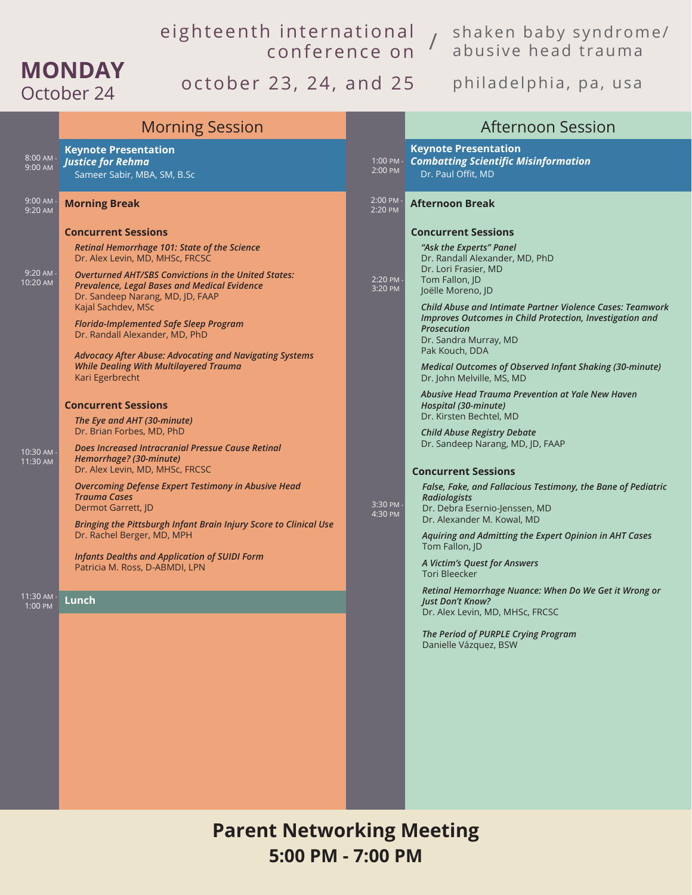eighteenth international conference on / shaken baby syndrome/abusive head trauma

october 23, 24, and 25 — philadelphia, pa, usa

# MONDAY
October 24

## Morning Session

**8:00 AM - 9:00 AM**

**Keynote Presentation**
***Justice for Rehma***
Sameer Sabir, MBA, SM, B.Sc

**9:00 AM - 9:20 AM**

**Morning Break**

**9:20 AM - 10:20 AM**

**Concurrent Sessions**

***Retinal Hemorrhage 101: State of the Science***
Dr. Alex Levin, MD, MHSc, FRCSC

***Overturned AHT/SBS Convictions in the United States: Prevalence, Legal Bases and Medical Evidence***
Dr. Sandeep Narang, MD, JD, FAAP
Kajal Sachdev, MSc

***Florida-Implemented Safe Sleep Program***
Dr. Randall Alexander, MD, PhD

***Advocacy After Abuse: Advocating and Navigating Systems While Dealing With Multilayered Trauma***
Kari Egerbrecht

**10:30 AM - 11:30 AM**

**Concurrent Sessions**

***The Eye and AHT (30-minute)***
Dr. Brian Forbes, MD, PhD

***Does Increased Intracranial Pressue Cause Retinal Hemorrhage? (30-minute)***
Dr. Alex Levin, MD, MHSc, FRCSC

***Overcoming Defense Expert Testimony in Abusive Head Trauma Cases***
Dermot Garrett, JD

***Bringing the Pittsburgh Infant Brain Injury Score to Clinical Use***
Dr. Rachel Berger, MD, MPH

***Infants Deaths and Application of SUIDI Form***
Patricia M. Ross, D-ABMDI, LPN

**11:30 AM - 1:00 PM**

**Lunch**

## Afternoon Session

**1:00 PM - 2:00 PM**

**Keynote Presentation**
***Combatting Scientific Misinformation***
Dr. Paul Offit, MD

**2:00 PM - 2:20 PM**

**Afternoon Break**

**2:20 PM - 3:20 PM**

**Concurrent Sessions**

***"Ask the Experts" Panel***
Dr. Randall Alexander, MD, PhD
Dr. Lori Frasier, MD
Tom Fallon, JD
Joëlle Moreno, JD

***Child Abuse and Intimate Partner Violence Cases: Teamwork Improves Outcomes in Child Protection, Investigation and Prosecution***
Dr. Sandra Murray, MD
Pak Kouch, DDA

***Medical Outcomes of Observed Infant Shaking (30-minute)***
Dr. John Melville, MS, MD

***Abusive Head Trauma Prevention at Yale New Haven Hospital (30-minute)***
Dr. Kirsten Bechtel, MD

***Child Abuse Registry Debate***
Dr. Sandeep Narang, MD, JD, FAAP

**3:30 PM - 4:30 PM**

**Concurrent Sessions**

***False, Fake, and Fallacious Testimony, the Bane of Pediatric Radiologists***
Dr. Debra Esernio-Jenssen, MD
Dr. Alexander M. Kowal, MD

***Aquiring and Admitting the Expert Opinion in AHT Cases***
Tom Fallon, JD

***A Victim's Quest for Answers***
Tori Bleecker

***Retinal Hemorrhage Nuance: When Do We Get it Wrong or Just Don't Know?***
Dr. Alex Levin, MD, MHSc, FRCSC

***The Period of PURPLE Crying Program***
Danielle Vázquez, BSW

## Parent Networking Meeting
**5:00 PM - 7:00 PM**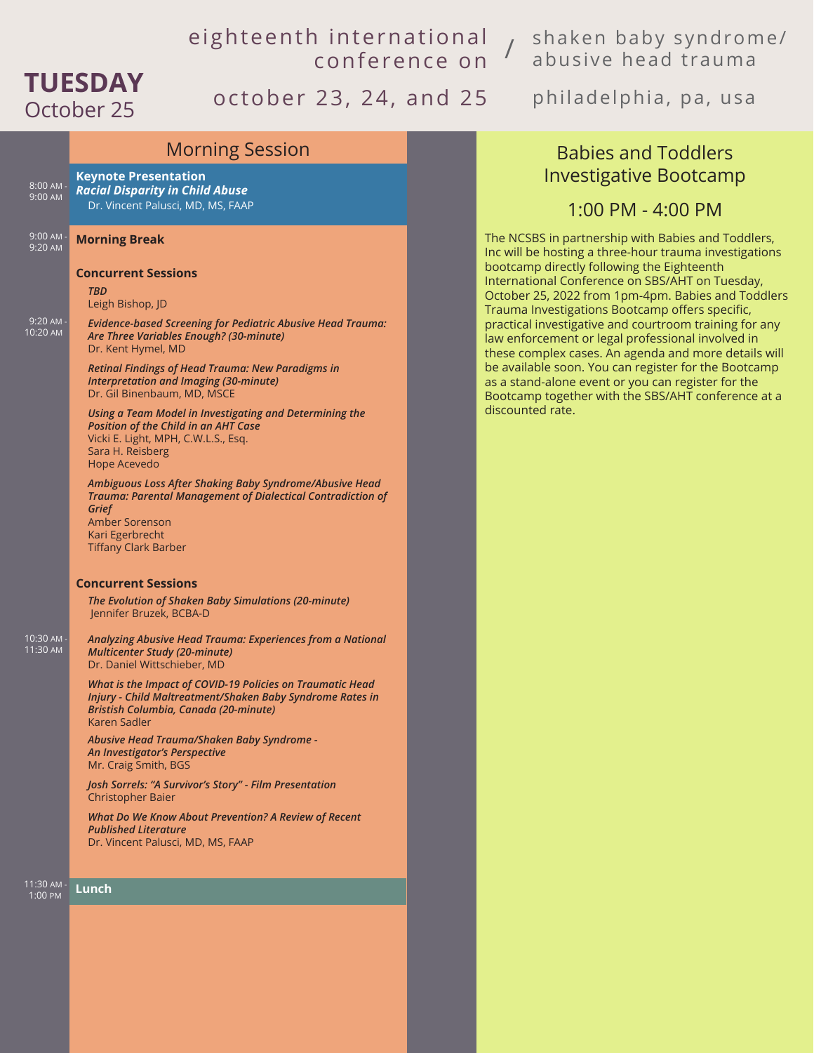# TUESDAY
October 25

eighteenth international conference on / shaken baby syndrome/abusive head trauma

october 23, 24, and 25

philadelphia, pa, usa

## Morning Session

8:00 AM - 9:00 AM

**Keynote Presentation**
***Racial Disparity in Child Abuse***
Dr. Vincent Palusci, MD, MS, FAAP

9:00 AM - 9:20 AM

**Morning Break**

9:20 AM - 10:20 AM

**Concurrent Sessions**

***TBD***
Leigh Bishop, JD

***Evidence-based Screening for Pediatric Abusive Head Trauma: Are Three Variables Enough? (30-minute)***
Dr. Kent Hymel, MD

***Retinal Findings of Head Trauma: New Paradigms in Interpretation and Imaging (30-minute)***
Dr. Gil Binenbaum, MD, MSCE

***Using a Team Model in Investigating and Determining the Position of the Child in an AHT Case***
Vicki E. Light, MPH, C.W.L.S., Esq.
Sara H. Reisberg
Hope Acevedo

***Ambiguous Loss After Shaking Baby Syndrome/Abusive Head Trauma: Parental Management of Dialectical Contradiction of Grief***
Amber Sorenson
Kari Egerbrecht
Tiffany Clark Barber

10:30 AM - 11:30 AM

**Concurrent Sessions**

***The Evolution of Shaken Baby Simulations (20-minute)***
Jennifer Bruzek, BCBA-D

***Analyzing Abusive Head Trauma: Experiences from a National Multicenter Study (20-minute)***
Dr. Daniel Wittschieber, MD

***What is the Impact of COVID-19 Policies on Traumatic Head Injury - Child Maltreatment/Shaken Baby Syndrome Rates in Bristish Columbia, Canada (20-minute)***
Karen Sadler

***Abusive Head Trauma/Shaken Baby Syndrome - An Investigator's Perspective***
Mr. Craig Smith, BGS

***Josh Sorrels: "A Survivor's Story" - Film Presentation***
Christopher Baier

***What Do We Know About Prevention? A Review of Recent Published Literature***
Dr. Vincent Palusci, MD, MS, FAAP

11:30 AM - 1:00 PM

**Lunch**

## Babies and Toddlers Investigative Bootcamp

### 1:00 PM - 4:00 PM

The NCSBS in partnership with Babies and Toddlers, Inc will be hosting a three-hour trauma investigations bootcamp directly following the Eighteenth International Conference on SBS/AHT on Tuesday, October 25, 2022 from 1pm-4pm. Babies and Toddlers Trauma Investigations Bootcamp offers specific, practical investigative and courtroom training for any law enforcement or legal professional involved in these complex cases. An agenda and more details will be available soon. You can register for the Bootcamp as a stand-alone event or you can register for the Bootcamp together with the SBS/AHT conference at a discounted rate.